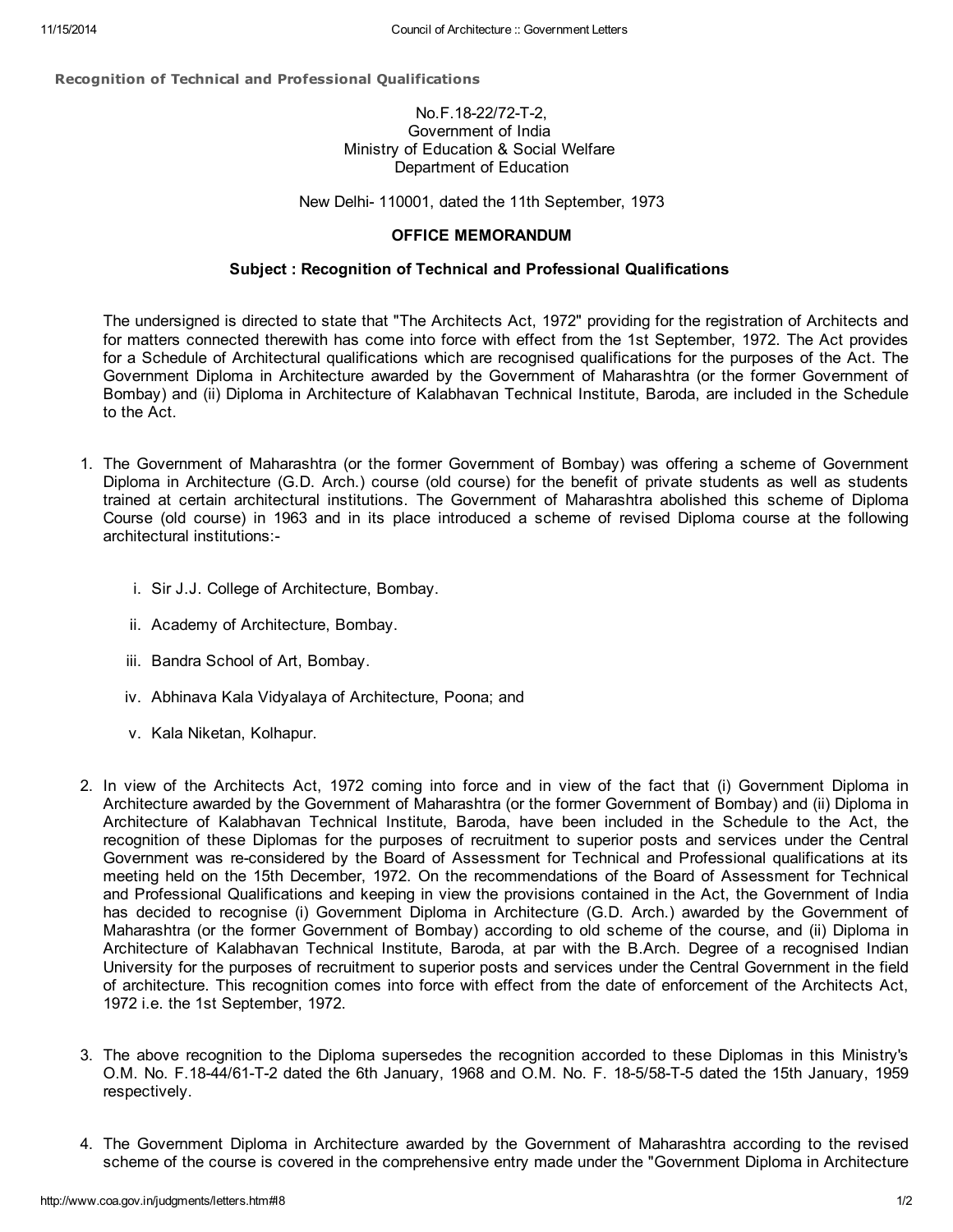**Recognition of Technical and Professional Qualifications**

No.F.18-22/72-T-2,
Government of India
Ministry of Education & Social Welfare
Department of Education

New Delhi- 110001, dated the 11th September, 1973

**OFFICE MEMORANDUM**

**Subject : Recognition of Technical and Professional Qualifications**

The undersigned is directed to state that "The Architects Act, 1972" providing for the registration of Architects and for matters connected therewith has come into force with effect from the 1st September, 1972. The Act provides for a Schedule of Architectural qualifications which are recognised qualifications for the purposes of the Act. The Government Diploma in Architecture awarded by the Government of Maharashtra (or the former Government of Bombay) and (ii) Diploma in Architecture of Kalabhavan Technical Institute, Baroda, are included in the Schedule to the Act.

1. The Government of Maharashtra (or the former Government of Bombay) was offering a scheme of Government Diploma in Architecture (G.D. Arch.) course (old course) for the benefit of private students as well as students trained at certain architectural institutions. The Government of Maharashtra abolished this scheme of Diploma Course (old course) in 1963 and in its place introduced a scheme of revised Diploma course at the following architectural institutions:-

   i. Sir J.J. College of Architecture, Bombay.

   ii. Academy of Architecture, Bombay.

   iii. Bandra School of Art, Bombay.

   iv. Abhinava Kala Vidyalaya of Architecture, Poona; and

   v. Kala Niketan, Kolhapur.

2. In view of the Architects Act, 1972 coming into force and in view of the fact that (i) Government Diploma in Architecture awarded by the Government of Maharashtra (or the former Government of Bombay) and (ii) Diploma in Architecture of Kalabhavan Technical Institute, Baroda, have been included in the Schedule to the Act, the recognition of these Diplomas for the purposes of recruitment to superior posts and services under the Central Government was re-considered by the Board of Assessment for Technical and Professional qualifications at its meeting held on the 15th December, 1972. On the recommendations of the Board of Assessment for Technical and Professional Qualifications and keeping in view the provisions contained in the Act, the Government of India has decided to recognise (i) Government Diploma in Architecture (G.D. Arch.) awarded by the Government of Maharashtra (or the former Government of Bombay) according to old scheme of the course, and (ii) Diploma in Architecture of Kalabhavan Technical Institute, Baroda, at par with the B.Arch. Degree of a recognised Indian University for the purposes of recruitment to superior posts and services under the Central Government in the field of architecture. This recognition comes into force with effect from the date of enforcement of the Architects Act, 1972 i.e. the 1st September, 1972.

3. The above recognition to the Diploma supersedes the recognition accorded to these Diplomas in this Ministry's O.M. No. F.18-44/61-T-2 dated the 6th January, 1968 and O.M. No. F. 18-5/58-T-5 dated the 15th January, 1959 respectively.

4. The Government Diploma in Architecture awarded by the Government of Maharashtra according to the revised scheme of the course is covered in the comprehensive entry made under the "Government Diploma in Architecture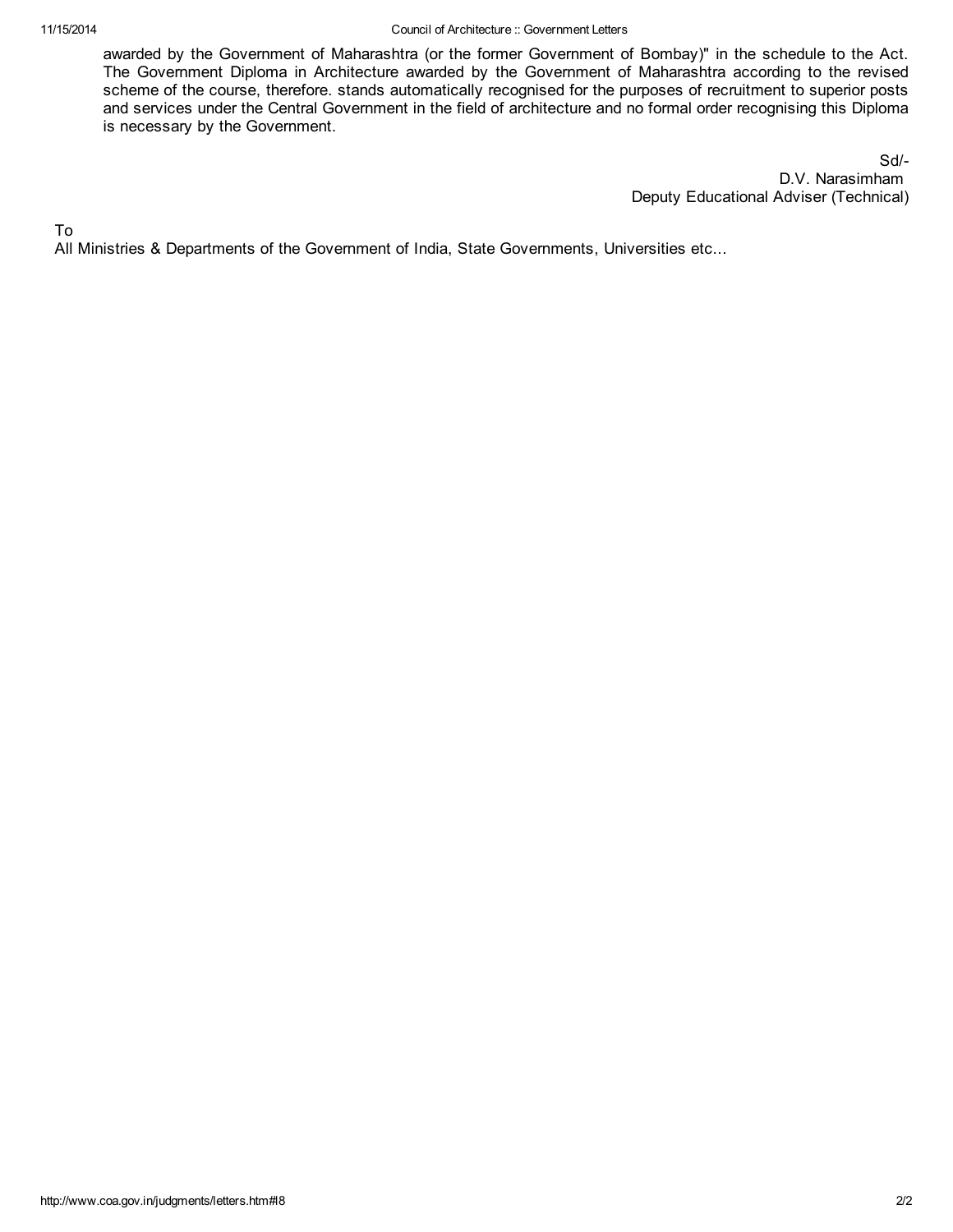awarded by the Government of Maharashtra (or the former Government of Bombay)" in the schedule to the Act. The Government Diploma in Architecture awarded by the Government of Maharashtra according to the revised scheme of the course, therefore. stands automatically recognised for the purposes of recruitment to superior posts and services under the Central Government in the field of architecture and no formal order recognising this Diploma is necessary by the Government.

Sd/-
D.V. Narasimham
Deputy Educational Adviser (Technical)

To
All Ministries & Departments of the Government of India, State Governments, Universities etc...